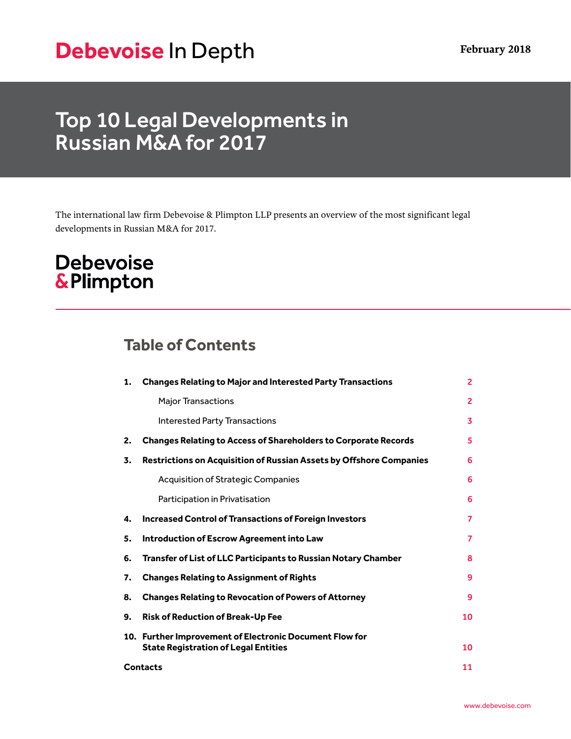Debevoise In Depth

February 2018

# Top 10 Legal Developments in Russian M&A for 2017

The international law firm Debevoise & Plimpton LLP presents an overview of the most significant legal developments in Russian M&A for 2017.

Debevoise & Plimpton

## Table of Contents

| | | |
|---|---|---|
| **1.** | **Changes Relating to Major and Interested Party Transactions** | 2 |
| | Major Transactions | 2 |
| | Interested Party Transactions | 3 |
| **2.** | **Changes Relating to Access of Shareholders to Corporate Records** | 5 |
| **3.** | **Restrictions on Acquisition of Russian Assets by Offshore Companies** | 6 |
| | Acquisition of Strategic Companies | 6 |
| | Participation in Privatisation | 6 |
| **4.** | **Increased Control of Transactions of Foreign Investors** | 7 |
| **5.** | **Introduction of Escrow Agreement into Law** | 7 |
| **6.** | **Transfer of List of LLC Participants to Russian Notary Chamber** | 8 |
| **7.** | **Changes Relating to Assignment of Rights** | 9 |
| **8.** | **Changes Relating to Revocation of Powers of Attorney** | 9 |
| **9.** | **Risk of Reduction of Break-Up Fee** | 10 |
| **10.** | **Further Improvement of Electronic Document Flow for State Registration of Legal Entities** | 10 |
| **Contacts** | | 11 |

www.debevoise.com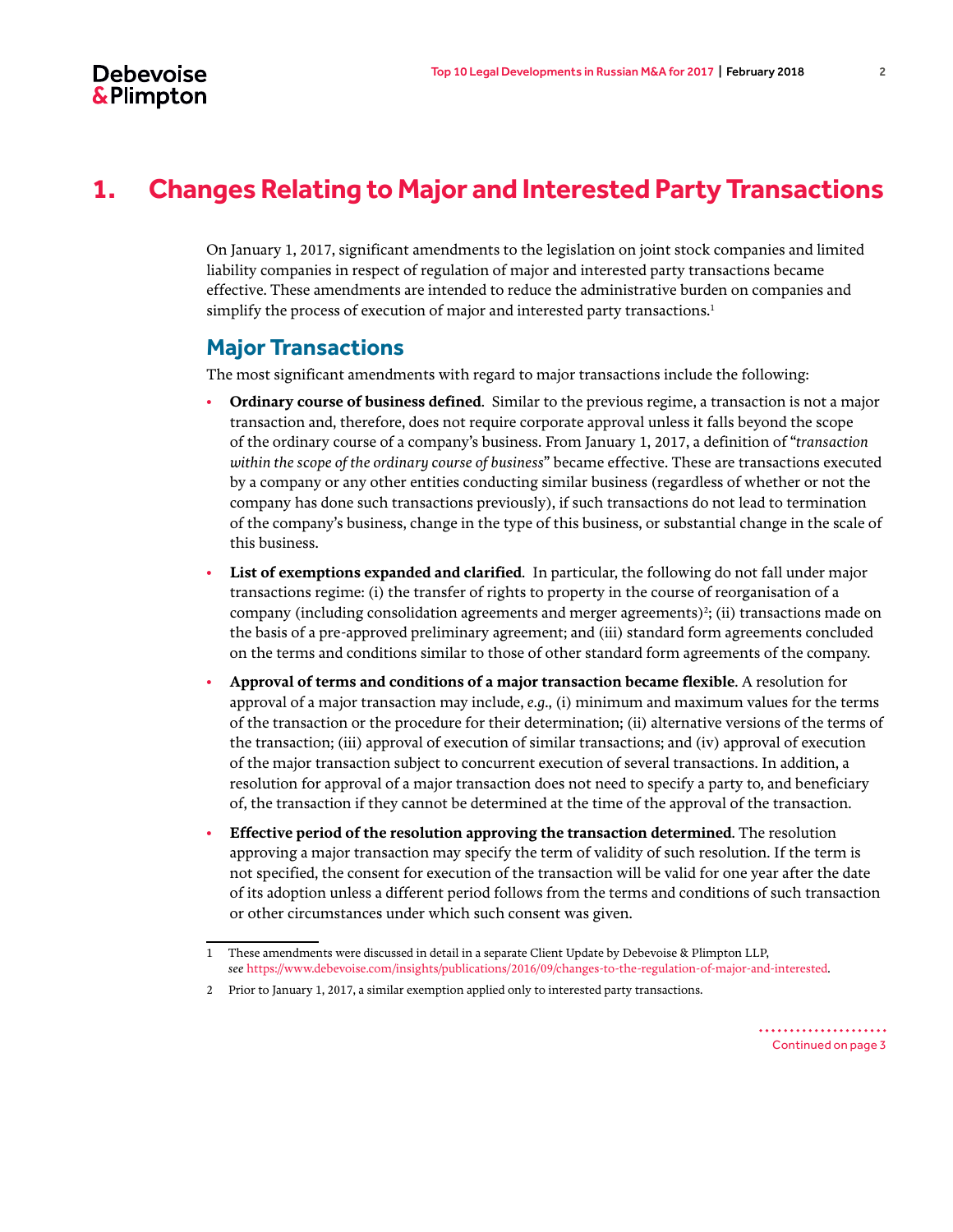# 1. Changes Relating to Major and Interested Party Transactions

On January 1, 2017, significant amendments to the legislation on joint stock companies and limited liability companies in respect of regulation of major and interested party transactions became effective. These amendments are intended to reduce the administrative burden on companies and simplify the process of execution of major and interested party transactions.[1]

## Major Transactions

The most significant amendments with regard to major transactions include the following:

- **Ordinary course of business defined**. Similar to the previous regime, a transaction is not a major transaction and, therefore, does not require corporate approval unless it falls beyond the scope of the ordinary course of a company's business. From January 1, 2017, a definition of "*transaction within the scope of the ordinary course of business*" became effective. These are transactions executed by a company or any other entities conducting similar business (regardless of whether or not the company has done such transactions previously), if such transactions do not lead to termination of the company's business, change in the type of this business, or substantial change in the scale of this business.
- **List of exemptions expanded and clarified**. In particular, the following do not fall under major transactions regime: (i) the transfer of rights to property in the course of reorganisation of a company (including consolidation agreements and merger agreements)[2]; (ii) transactions made on the basis of a pre-approved preliminary agreement; and (iii) standard form agreements concluded on the terms and conditions similar to those of other standard form agreements of the company.
- **Approval of terms and conditions of a major transaction became flexible**. A resolution for approval of a major transaction may include, *e.g.*, (i) minimum and maximum values for the terms of the transaction or the procedure for their determination; (ii) alternative versions of the terms of the transaction; (iii) approval of execution of similar transactions; and (iv) approval of execution of the major transaction subject to concurrent execution of several transactions. In addition, a resolution for approval of a major transaction does not need to specify a party to, and beneficiary of, the transaction if they cannot be determined at the time of the approval of the transaction.
- **Effective period of the resolution approving the transaction determined**. The resolution approving a major transaction may specify the term of validity of such resolution. If the term is not specified, the consent for execution of the transaction will be valid for one year after the date of its adoption unless a different period follows from the terms and conditions of such transaction or other circumstances under which such consent was given.

---

1 These amendments were discussed in detail in a separate Client Update by Debevoise & Plimpton LLP, *see* https://www.debevoise.com/insights/publications/2016/09/changes-to-the-regulation-of-major-and-interested.

2 Prior to January 1, 2017, a similar exemption applied only to interested party transactions.

Continued on page 3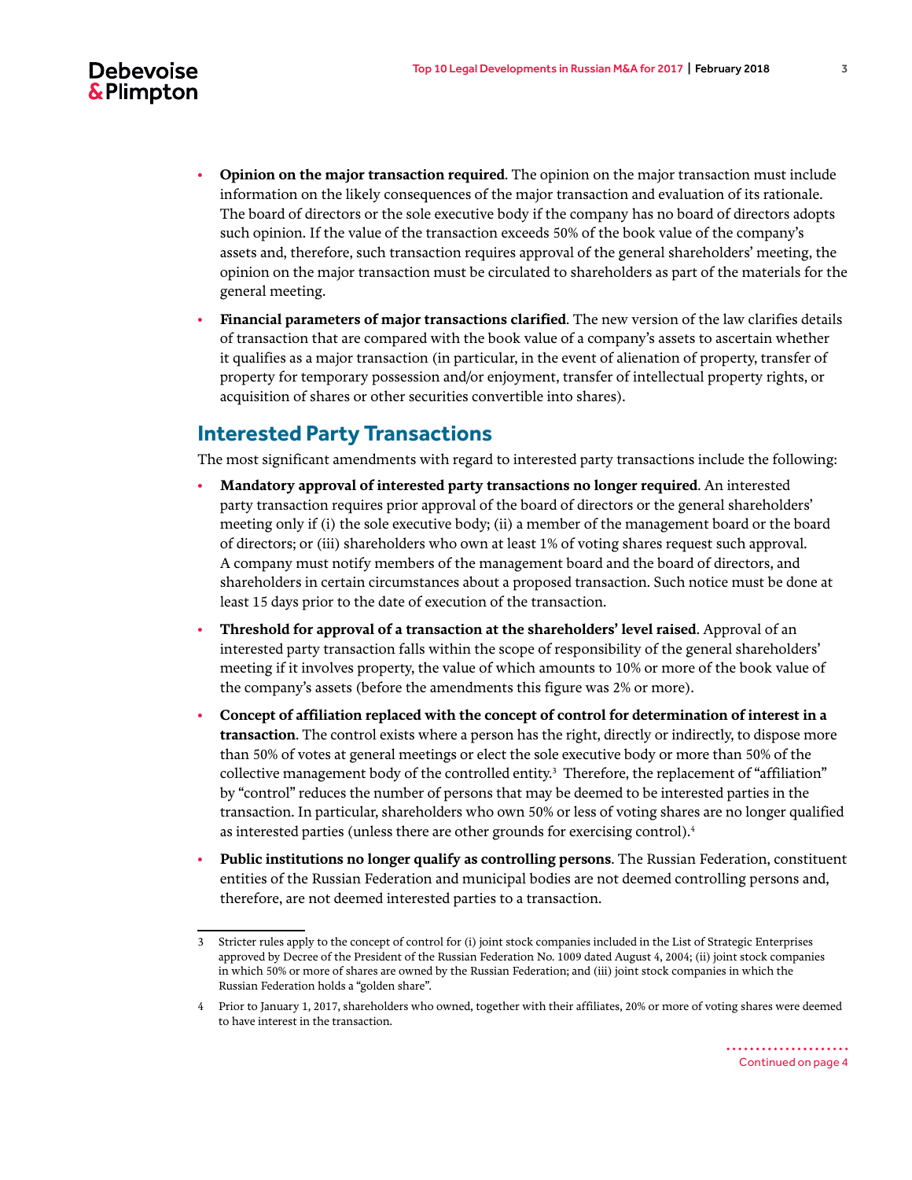- **Opinion on the major transaction required**. The opinion on the major transaction must include information on the likely consequences of the major transaction and evaluation of its rationale. The board of directors or the sole executive body if the company has no board of directors adopts such opinion. If the value of the transaction exceeds 50% of the book value of the company's assets and, therefore, such transaction requires approval of the general shareholders' meeting, the opinion on the major transaction must be circulated to shareholders as part of the materials for the general meeting.
- **Financial parameters of major transactions clarified**. The new version of the law clarifies details of transaction that are compared with the book value of a company's assets to ascertain whether it qualifies as a major transaction (in particular, in the event of alienation of property, transfer of property for temporary possession and/or enjoyment, transfer of intellectual property rights, or acquisition of shares or other securities convertible into shares).

## Interested Party Transactions

The most significant amendments with regard to interested party transactions include the following:

- **Mandatory approval of interested party transactions no longer required**. An interested party transaction requires prior approval of the board of directors or the general shareholders' meeting only if (i) the sole executive body; (ii) a member of the management board or the board of directors; or (iii) shareholders who own at least 1% of voting shares request such approval. A company must notify members of the management board and the board of directors, and shareholders in certain circumstances about a proposed transaction. Such notice must be done at least 15 days prior to the date of execution of the transaction.
- **Threshold for approval of a transaction at the shareholders' level raised**. Approval of an interested party transaction falls within the scope of responsibility of the general shareholders' meeting if it involves property, the value of which amounts to 10% or more of the book value of the company's assets (before the amendments this figure was 2% or more).
- **Concept of affiliation replaced with the concept of control for determination of interest in a transaction**. The control exists where a person has the right, directly or indirectly, to dispose more than 50% of votes at general meetings or elect the sole executive body or more than 50% of the collective management body of the controlled entity.[3] Therefore, the replacement of "affiliation" by "control" reduces the number of persons that may be deemed to be interested parties in the transaction. In particular, shareholders who own 50% or less of voting shares are no longer qualified as interested parties (unless there are other grounds for exercising control).[4]
- **Public institutions no longer qualify as controlling persons**. The Russian Federation, constituent entities of the Russian Federation and municipal bodies are not deemed controlling persons and, therefore, are not deemed interested parties to a transaction.

---

3 Stricter rules apply to the concept of control for (i) joint stock companies included in the List of Strategic Enterprises approved by Decree of the President of the Russian Federation No. 1009 dated August 4, 2004; (ii) joint stock companies in which 50% or more of shares are owned by the Russian Federation; and (iii) joint stock companies in which the Russian Federation holds a "golden share".

4 Prior to January 1, 2017, shareholders who owned, together with their affiliates, 20% or more of voting shares were deemed to have interest in the transaction.

Continued on page 4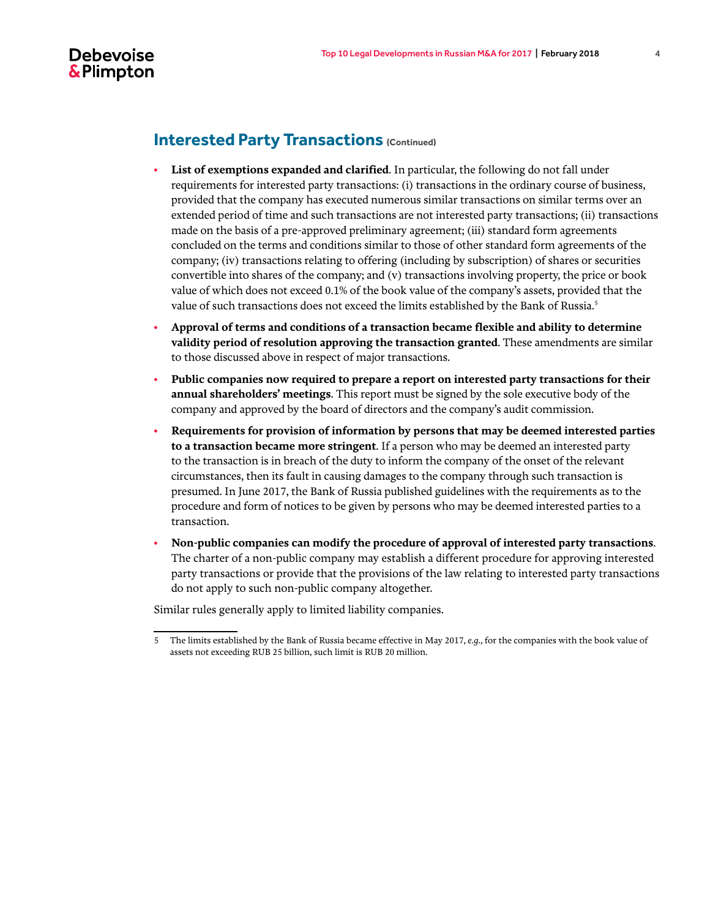## Interested Party Transactions (Continued)

- **List of exemptions expanded and clarified**. In particular, the following do not fall under requirements for interested party transactions: (i) transactions in the ordinary course of business, provided that the company has executed numerous similar transactions on similar terms over an extended period of time and such transactions are not interested party transactions; (ii) transactions made on the basis of a pre-approved preliminary agreement; (iii) standard form agreements concluded on the terms and conditions similar to those of other standard form agreements of the company; (iv) transactions relating to offering (including by subscription) of shares or securities convertible into shares of the company; and (v) transactions involving property, the price or book value of which does not exceed 0.1% of the book value of the company's assets, provided that the value of such transactions does not exceed the limits established by the Bank of Russia.[5]
- **Approval of terms and conditions of a transaction became flexible and ability to determine validity period of resolution approving the transaction granted**. These amendments are similar to those discussed above in respect of major transactions.
- **Public companies now required to prepare a report on interested party transactions for their annual shareholders' meetings**. This report must be signed by the sole executive body of the company and approved by the board of directors and the company's audit commission.
- **Requirements for provision of information by persons that may be deemed interested parties to a transaction became more stringent**. If a person who may be deemed an interested party to the transaction is in breach of the duty to inform the company of the onset of the relevant circumstances, then its fault in causing damages to the company through such transaction is presumed. In June 2017, the Bank of Russia published guidelines with the requirements as to the procedure and form of notices to be given by persons who may be deemed interested parties to a transaction.
- **Non-public companies can modify the procedure of approval of interested party transactions**. The charter of a non-public company may establish a different procedure for approving interested party transactions or provide that the provisions of the law relating to interested party transactions do not apply to such non-public company altogether.

Similar rules generally apply to limited liability companies.

---

5 The limits established by the Bank of Russia became effective in May 2017, *e.g.*, for the companies with the book value of assets not exceeding RUB 25 billion, such limit is RUB 20 million.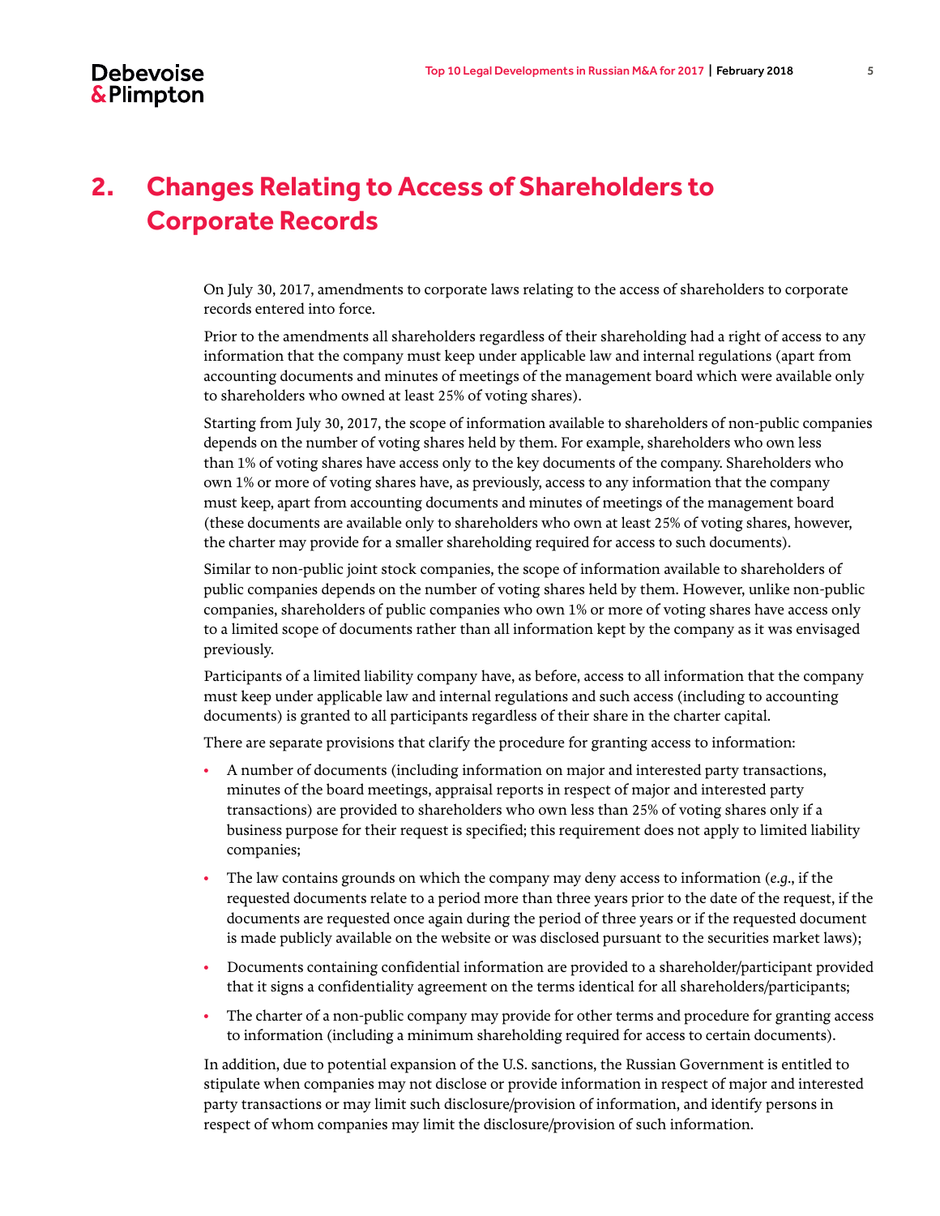## 2. Changes Relating to Access of Shareholders to Corporate Records

On July 30, 2017, amendments to corporate laws relating to the access of shareholders to corporate records entered into force.

Prior to the amendments all shareholders regardless of their shareholding had a right of access to any information that the company must keep under applicable law and internal regulations (apart from accounting documents and minutes of meetings of the management board which were available only to shareholders who owned at least 25% of voting shares).

Starting from July 30, 2017, the scope of information available to shareholders of non-public companies depends on the number of voting shares held by them. For example, shareholders who own less than 1% of voting shares have access only to the key documents of the company. Shareholders who own 1% or more of voting shares have, as previously, access to any information that the company must keep, apart from accounting documents and minutes of meetings of the management board (these documents are available only to shareholders who own at least 25% of voting shares, however, the charter may provide for a smaller shareholding required for access to such documents).

Similar to non-public joint stock companies, the scope of information available to shareholders of public companies depends on the number of voting shares held by them. However, unlike non-public companies, shareholders of public companies who own 1% or more of voting shares have access only to a limited scope of documents rather than all information kept by the company as it was envisaged previously.

Participants of a limited liability company have, as before, access to all information that the company must keep under applicable law and internal regulations and such access (including to accounting documents) is granted to all participants regardless of their share in the charter capital.

There are separate provisions that clarify the procedure for granting access to information:

- A number of documents (including information on major and interested party transactions, minutes of the board meetings, appraisal reports in respect of major and interested party transactions) are provided to shareholders who own less than 25% of voting shares only if a business purpose for their request is specified; this requirement does not apply to limited liability companies;
- The law contains grounds on which the company may deny access to information (*e.g.*, if the requested documents relate to a period more than three years prior to the date of the request, if the documents are requested once again during the period of three years or if the requested document is made publicly available on the website or was disclosed pursuant to the securities market laws);
- Documents containing confidential information are provided to a shareholder/participant provided that it signs a confidentiality agreement on the terms identical for all shareholders/participants;
- The charter of a non-public company may provide for other terms and procedure for granting access to information (including a minimum shareholding required for access to certain documents).

In addition, due to potential expansion of the U.S. sanctions, the Russian Government is entitled to stipulate when companies may not disclose or provide information in respect of major and interested party transactions or may limit such disclosure/provision of information, and identify persons in respect of whom companies may limit the disclosure/provision of such information.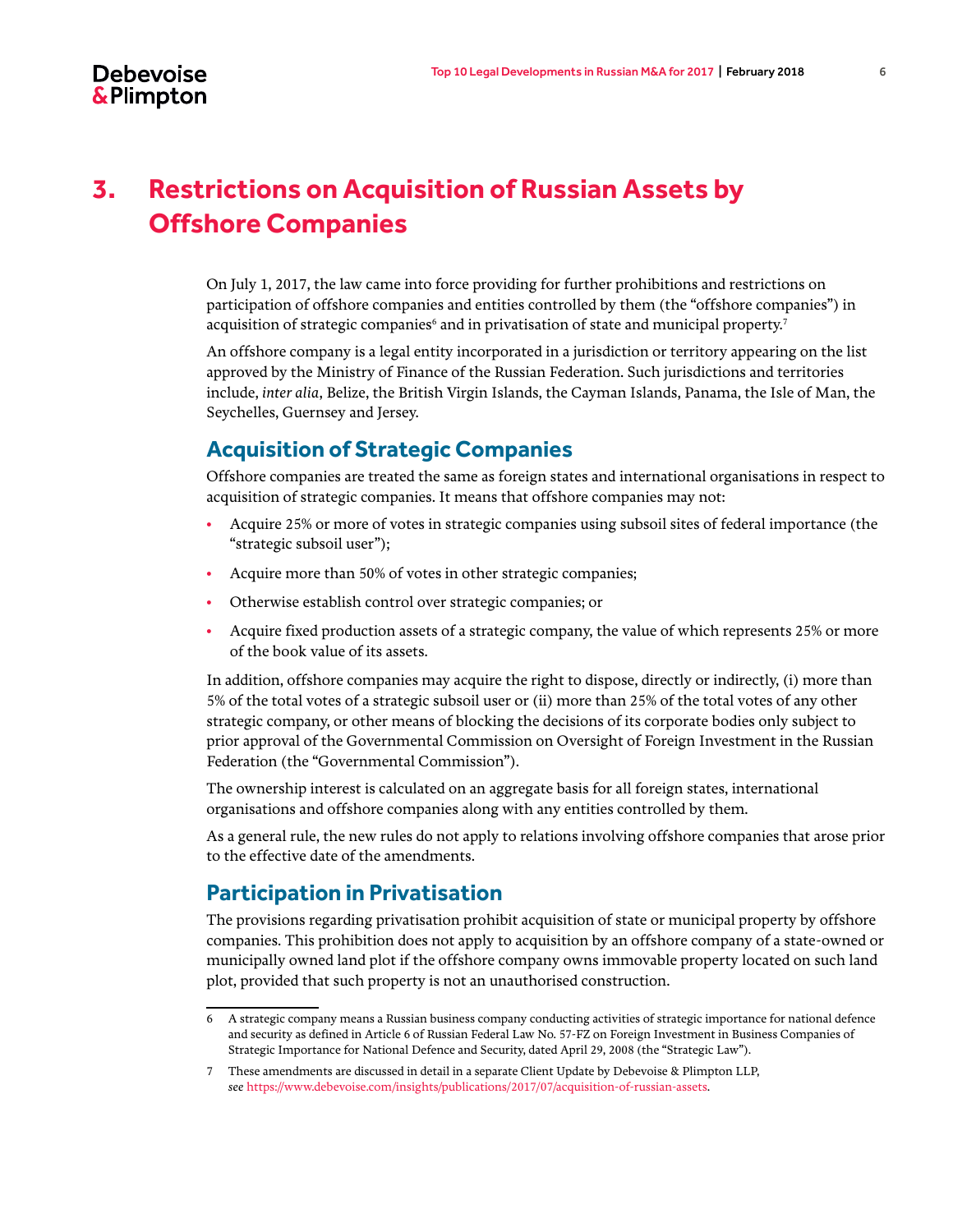# 3. Restrictions on Acquisition of Russian Assets by Offshore Companies

On July 1, 2017, the law came into force providing for further prohibitions and restrictions on participation of offshore companies and entities controlled by them (the "offshore companies") in acquisition of strategic companies[6] and in privatisation of state and municipal property.[7]

An offshore company is a legal entity incorporated in a jurisdiction or territory appearing on the list approved by the Ministry of Finance of the Russian Federation. Such jurisdictions and territories include, *inter alia*, Belize, the British Virgin Islands, the Cayman Islands, Panama, the Isle of Man, the Seychelles, Guernsey and Jersey.

## Acquisition of Strategic Companies

Offshore companies are treated the same as foreign states and international organisations in respect to acquisition of strategic companies. It means that offshore companies may not:

- Acquire 25% or more of votes in strategic companies using subsoil sites of federal importance (the "strategic subsoil user");
- Acquire more than 50% of votes in other strategic companies;
- Otherwise establish control over strategic companies; or
- Acquire fixed production assets of a strategic company, the value of which represents 25% or more of the book value of its assets.

In addition, offshore companies may acquire the right to dispose, directly or indirectly, (i) more than 5% of the total votes of a strategic subsoil user or (ii) more than 25% of the total votes of any other strategic company, or other means of blocking the decisions of its corporate bodies only subject to prior approval of the Governmental Commission on Oversight of Foreign Investment in the Russian Federation (the "Governmental Commission").

The ownership interest is calculated on an aggregate basis for all foreign states, international organisations and offshore companies along with any entities controlled by them.

As a general rule, the new rules do not apply to relations involving offshore companies that arose prior to the effective date of the amendments.

## Participation in Privatisation

The provisions regarding privatisation prohibit acquisition of state or municipal property by offshore companies. This prohibition does not apply to acquisition by an offshore company of a state-owned or municipally owned land plot if the offshore company owns immovable property located on such land plot, provided that such property is not an unauthorised construction.

---

6 A strategic company means a Russian business company conducting activities of strategic importance for national defence and security as defined in Article 6 of Russian Federal Law No. 57-FZ on Foreign Investment in Business Companies of Strategic Importance for National Defence and Security, dated April 29, 2008 (the "Strategic Law").

7 These amendments are discussed in detail in a separate Client Update by Debevoise & Plimpton LLP, *see* https://www.debevoise.com/insights/publications/2017/07/acquisition-of-russian-assets.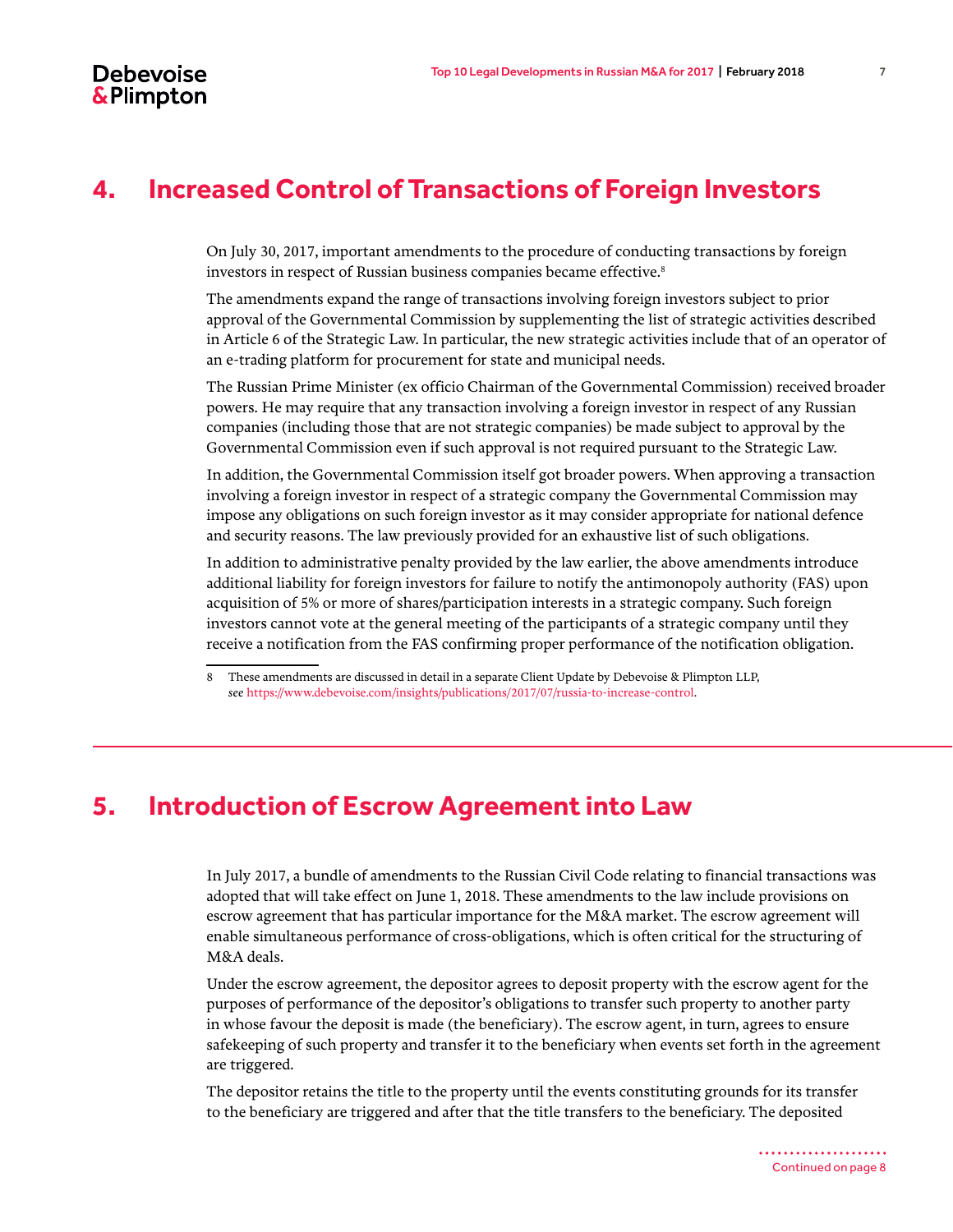## 4. Increased Control of Transactions of Foreign Investors

On July 30, 2017, important amendments to the procedure of conducting transactions by foreign investors in respect of Russian business companies became effective.[8]

The amendments expand the range of transactions involving foreign investors subject to prior approval of the Governmental Commission by supplementing the list of strategic activities described in Article 6 of the Strategic Law. In particular, the new strategic activities include that of an operator of an e-trading platform for procurement for state and municipal needs.

The Russian Prime Minister (ex officio Chairman of the Governmental Commission) received broader powers. He may require that any transaction involving a foreign investor in respect of any Russian companies (including those that are not strategic companies) be made subject to approval by the Governmental Commission even if such approval is not required pursuant to the Strategic Law.

In addition, the Governmental Commission itself got broader powers. When approving a transaction involving a foreign investor in respect of a strategic company the Governmental Commission may impose any obligations on such foreign investor as it may consider appropriate for national defence and security reasons. The law previously provided for an exhaustive list of such obligations.

In addition to administrative penalty provided by the law earlier, the above amendments introduce additional liability for foreign investors for failure to notify the antimonopoly authority (FAS) upon acquisition of 5% or more of shares/participation interests in a strategic company. Such foreign investors cannot vote at the general meeting of the participants of a strategic company until they receive a notification from the FAS confirming proper performance of the notification obligation.

8 These amendments are discussed in detail in a separate Client Update by Debevoise & Plimpton LLP, *see* https://www.debevoise.com/insights/publications/2017/07/russia-to-increase-control.

## 5. Introduction of Escrow Agreement into Law

In July 2017, a bundle of amendments to the Russian Civil Code relating to financial transactions was adopted that will take effect on June 1, 2018. These amendments to the law include provisions on escrow agreement that has particular importance for the M&A market. The escrow agreement will enable simultaneous performance of cross-obligations, which is often critical for the structuring of M&A deals.

Under the escrow agreement, the depositor agrees to deposit property with the escrow agent for the purposes of performance of the depositor's obligations to transfer such property to another party in whose favour the deposit is made (the beneficiary). The escrow agent, in turn, agrees to ensure safekeeping of such property and transfer it to the beneficiary when events set forth in the agreement are triggered.

The depositor retains the title to the property until the events constituting grounds for its transfer to the beneficiary are triggered and after that the title transfers to the beneficiary. The deposited

Continued on page 8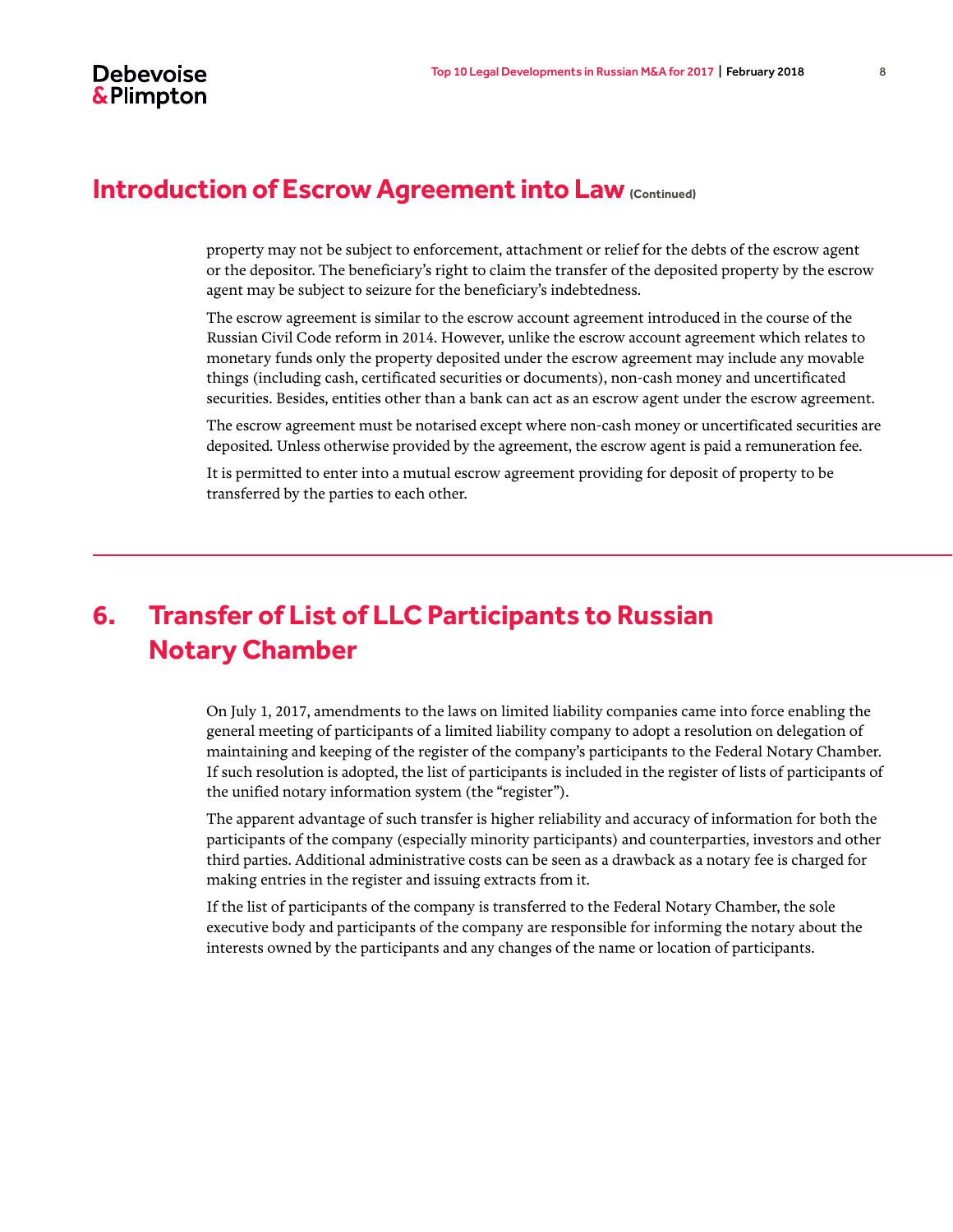## Introduction of Escrow Agreement into Law (Continued)

property may not be subject to enforcement, attachment or relief for the debts of the escrow agent or the depositor. The beneficiary's right to claim the transfer of the deposited property by the escrow agent may be subject to seizure for the beneficiary's indebtedness.

The escrow agreement is similar to the escrow account agreement introduced in the course of the Russian Civil Code reform in 2014. However, unlike the escrow account agreement which relates to monetary funds only the property deposited under the escrow agreement may include any movable things (including cash, certificated securities or documents), non-cash money and uncertificated securities. Besides, entities other than a bank can act as an escrow agent under the escrow agreement.

The escrow agreement must be notarised except where non-cash money or uncertificated securities are deposited. Unless otherwise provided by the agreement, the escrow agent is paid a remuneration fee.

It is permitted to enter into a mutual escrow agreement providing for deposit of property to be transferred by the parties to each other.

## 6. Transfer of List of LLC Participants to Russian Notary Chamber

On July 1, 2017, amendments to the laws on limited liability companies came into force enabling the general meeting of participants of a limited liability company to adopt a resolution on delegation of maintaining and keeping of the register of the company's participants to the Federal Notary Chamber. If such resolution is adopted, the list of participants is included in the register of lists of participants of the unified notary information system (the "register").

The apparent advantage of such transfer is higher reliability and accuracy of information for both the participants of the company (especially minority participants) and counterparties, investors and other third parties. Additional administrative costs can be seen as a drawback as a notary fee is charged for making entries in the register and issuing extracts from it.

If the list of participants of the company is transferred to the Federal Notary Chamber, the sole executive body and participants of the company are responsible for informing the notary about the interests owned by the participants and any changes of the name or location of participants.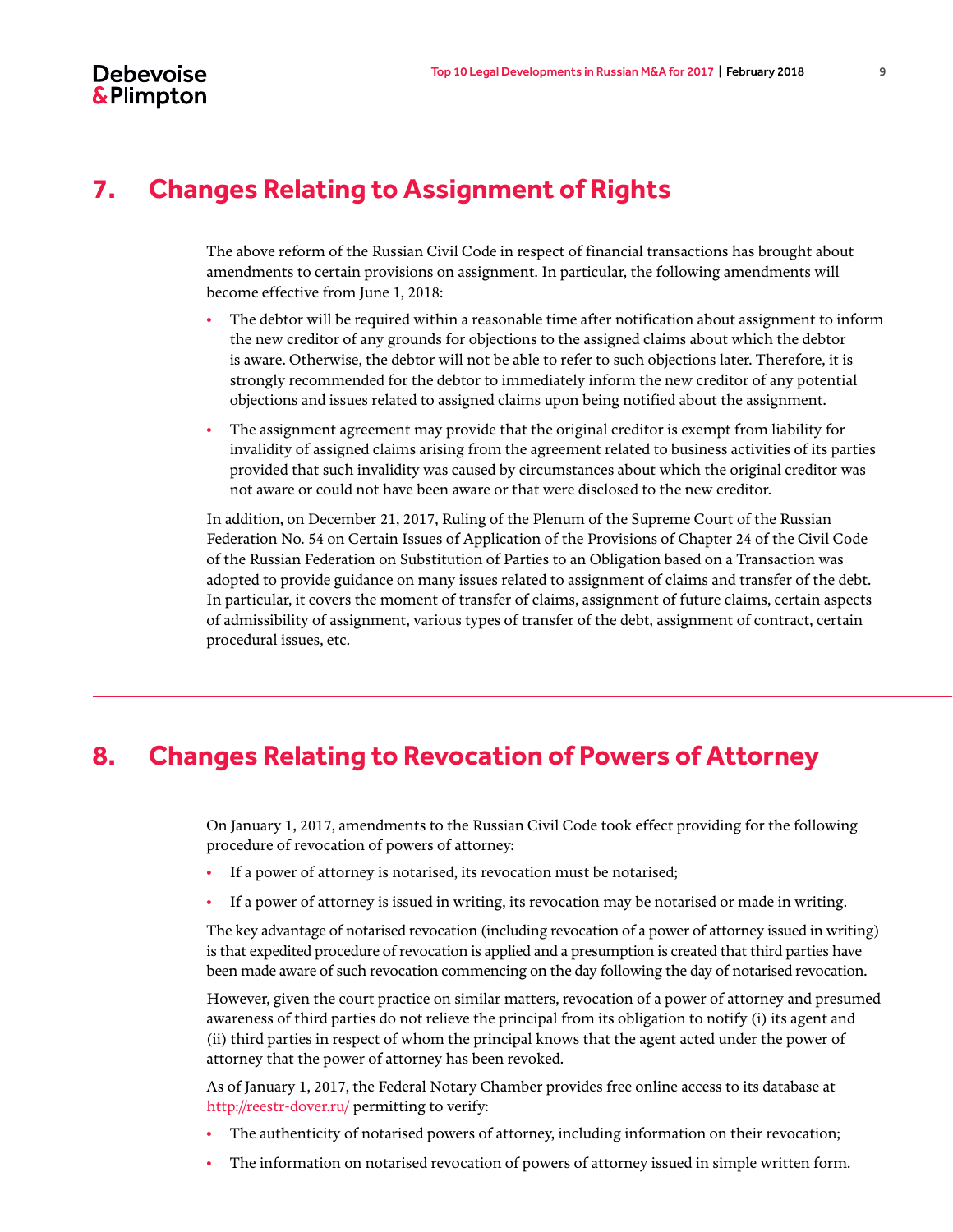## 7. Changes Relating to Assignment of Rights

The above reform of the Russian Civil Code in respect of financial transactions has brought about amendments to certain provisions on assignment. In particular, the following amendments will become effective from June 1, 2018:

- The debtor will be required within a reasonable time after notification about assignment to inform the new creditor of any grounds for objections to the assigned claims about which the debtor is aware. Otherwise, the debtor will not be able to refer to such objections later. Therefore, it is strongly recommended for the debtor to immediately inform the new creditor of any potential objections and issues related to assigned claims upon being notified about the assignment.
- The assignment agreement may provide that the original creditor is exempt from liability for invalidity of assigned claims arising from the agreement related to business activities of its parties provided that such invalidity was caused by circumstances about which the original creditor was not aware or could not have been aware or that were disclosed to the new creditor.

In addition, on December 21, 2017, Ruling of the Plenum of the Supreme Court of the Russian Federation No. 54 on Certain Issues of Application of the Provisions of Chapter 24 of the Civil Code of the Russian Federation on Substitution of Parties to an Obligation based on a Transaction was adopted to provide guidance on many issues related to assignment of claims and transfer of the debt. In particular, it covers the moment of transfer of claims, assignment of future claims, certain aspects of admissibility of assignment, various types of transfer of the debt, assignment of contract, certain procedural issues, etc.

## 8. Changes Relating to Revocation of Powers of Attorney

On January 1, 2017, amendments to the Russian Civil Code took effect providing for the following procedure of revocation of powers of attorney:

- If a power of attorney is notarised, its revocation must be notarised;
- If a power of attorney is issued in writing, its revocation may be notarised or made in writing.

The key advantage of notarised revocation (including revocation of a power of attorney issued in writing) is that expedited procedure of revocation is applied and a presumption is created that third parties have been made aware of such revocation commencing on the day following the day of notarised revocation.

However, given the court practice on similar matters, revocation of a power of attorney and presumed awareness of third parties do not relieve the principal from its obligation to notify (i) its agent and (ii) third parties in respect of whom the principal knows that the agent acted under the power of attorney that the power of attorney has been revoked.

As of January 1, 2017, the Federal Notary Chamber provides free online access to its database at http://reestr-dover.ru/ permitting to verify:

- The authenticity of notarised powers of attorney, including information on their revocation;
- The information on notarised revocation of powers of attorney issued in simple written form.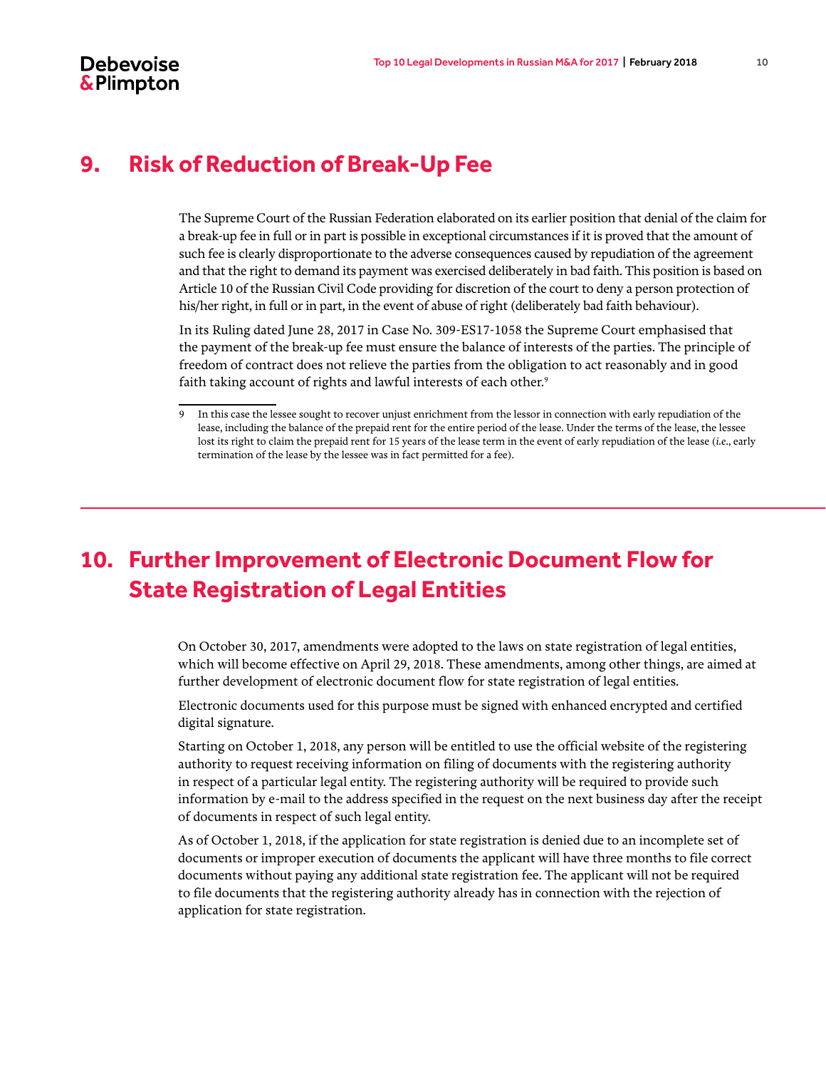## 9. Risk of Reduction of Break-Up Fee

The Supreme Court of the Russian Federation elaborated on its earlier position that denial of the claim for a break-up fee in full or in part is possible in exceptional circumstances if it is proved that the amount of such fee is clearly disproportionate to the adverse consequences caused by repudiation of the agreement and that the right to demand its payment was exercised deliberately in bad faith. This position is based on Article 10 of the Russian Civil Code providing for discretion of the court to deny a person protection of his/her right, in full or in part, in the event of abuse of right (deliberately bad faith behaviour).

In its Ruling dated June 28, 2017 in Case No. 309-ES17-1058 the Supreme Court emphasised that the payment of the break-up fee must ensure the balance of interests of the parties. The principle of freedom of contract does not relieve the parties from the obligation to act reasonably and in good faith taking account of rights and lawful interests of each other.[9]

9 In this case the lessee sought to recover unjust enrichment from the lessor in connection with early repudiation of the lease, including the balance of the prepaid rent for the entire period of the lease. Under the terms of the lease, the lessee lost its right to claim the prepaid rent for 15 years of the lease term in the event of early repudiation of the lease (*i.e.*, early termination of the lease by the lessee was in fact permitted for a fee).

## 10. Further Improvement of Electronic Document Flow for State Registration of Legal Entities

On October 30, 2017, amendments were adopted to the laws on state registration of legal entities, which will become effective on April 29, 2018. These amendments, among other things, are aimed at further development of electronic document flow for state registration of legal entities.

Electronic documents used for this purpose must be signed with enhanced encrypted and certified digital signature.

Starting on October 1, 2018, any person will be entitled to use the official website of the registering authority to request receiving information on filing of documents with the registering authority in respect of a particular legal entity. The registering authority will be required to provide such information by e-mail to the address specified in the request on the next business day after the receipt of documents in respect of such legal entity.

As of October 1, 2018, if the application for state registration is denied due to an incomplete set of documents or improper execution of documents the applicant will have three months to file correct documents without paying any additional state registration fee. The applicant will not be required to file documents that the registering authority already has in connection with the rejection of application for state registration.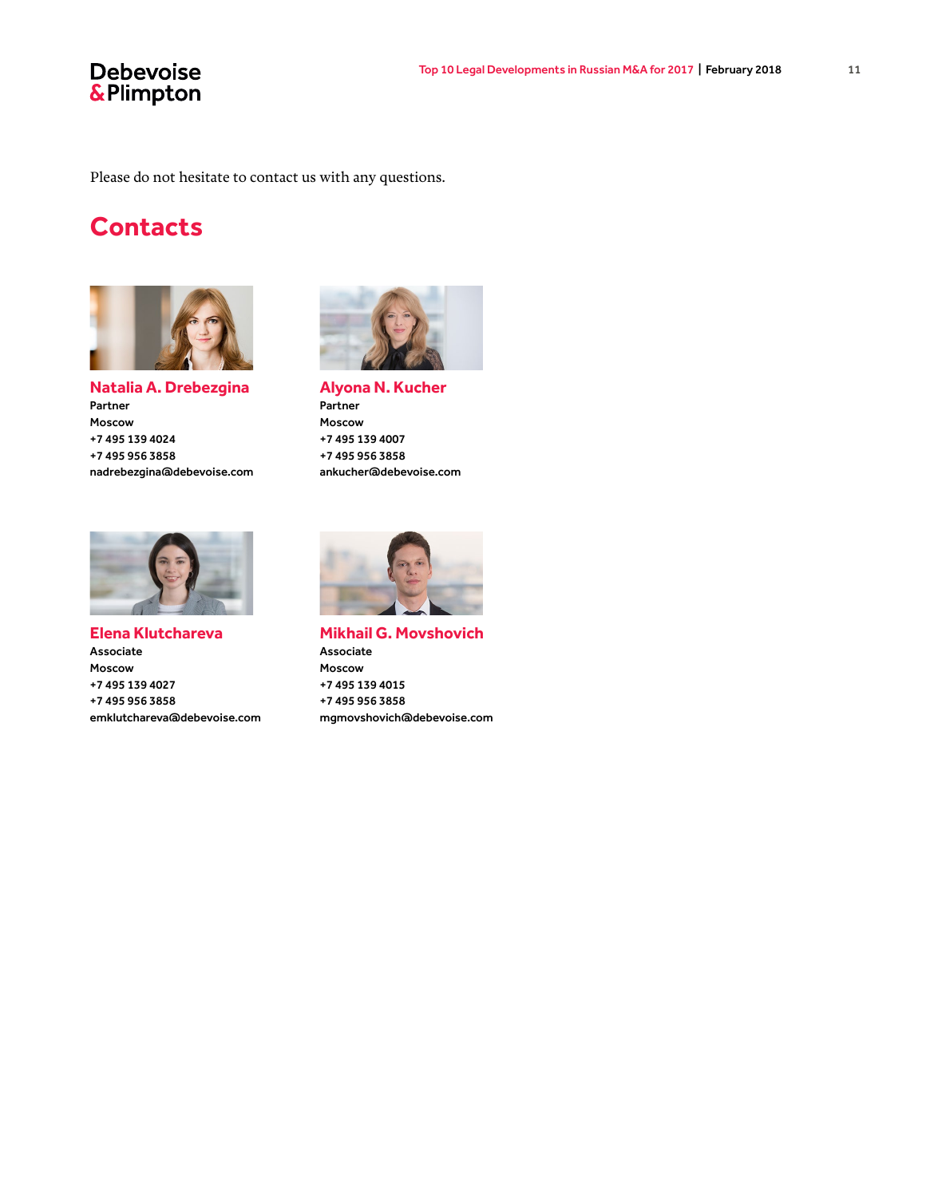Please do not hesitate to contact us with any questions.

## Contacts

### Natalia A. Drebezgina
Partner
Moscow
+7 495 139 4024
+7 495 956 3858
nadrebezgina@debevoise.com

### Alyona N. Kucher
Partner
Moscow
+7 495 139 4007
+7 495 956 3858
ankucher@debevoise.com

### Elena Klutchareva
Associate
Moscow
+7 495 139 4027
+7 495 956 3858
emklutchareva@debevoise.com

### Mikhail G. Movshovich
Associate
Moscow
+7 495 139 4015
+7 495 956 3858
mgmovshovich@debevoise.com